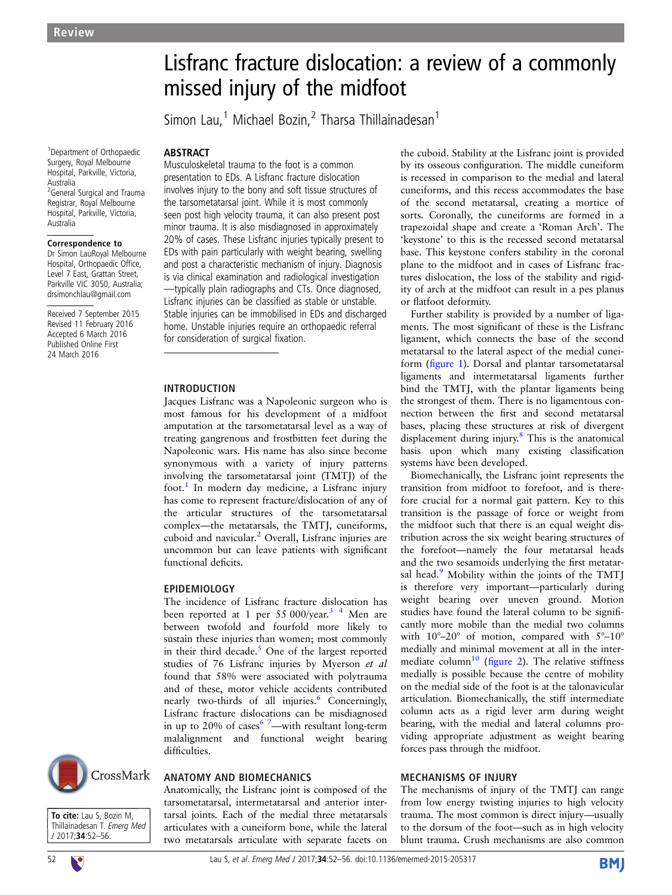Review

# Lisfranc fracture dislocation: a review of a commonly missed injury of the midfoot

Simon Lau,[1] Michael Bozin,[2] Tharsa Thillainadesan[1]

[1]Department of Orthopaedic Surgery, Royal Melbourne Hospital, Parkville, Victoria, Australia
[2]General Surgical and Trauma Registrar, Royal Melbourne Hospital, Parkville, Victoria, Australia

**Correspondence to**
Dr Simon LauRoyal Melbourne Hospital, Orthopaedic Office, Level 7 East, Grattan Street, Parkville VIC 3050, Australia; drsimonchlau@gmail.com

Received 7 September 2015
Revised 11 February 2016
Accepted 6 March 2016
Published Online First 24 March 2016

**To cite:** Lau S, Bozin M, Thillainadesan T. *Emerg Med J* 2017;**34**:52–56.

## ABSTRACT

Musculoskeletal trauma to the foot is a common presentation to EDs. A Lisfranc fracture dislocation involves injury to the bony and soft tissue structures of the tarsometatarsal joint. While it is most commonly seen post high velocity trauma, it can also present post minor trauma. It is also misdiagnosed in approximately 20% of cases. These Lisfranc injuries typically present to EDs with pain particularly with weight bearing, swelling and post a characteristic mechanism of injury. Diagnosis is via clinical examination and radiological investigation —typically plain radiographs and CTs. Once diagnosed, Lisfranc injuries can be classified as stable or unstable. Stable injuries can be immobilised in EDs and discharged home. Unstable injuries require an orthopaedic referral for consideration of surgical fixation.

## INTRODUCTION

Jacques Lisfranc was a Napoleonic surgeon who is most famous for his development of a midfoot amputation at the tarsometatarsal level as a way of treating gangrenous and frostbitten feet during the Napoleonic wars. His name has also since become synonymous with a variety of injury patterns involving the tarsometatarsal joint (TMTJ) of the foot.[1] In modern day medicine, a Lisfranc injury has come to represent fracture/dislocation of any of the articular structures of the tarsometatarsal complex—the metatarsals, the TMTJ, cuneiforms, cuboid and navicular.[2] Overall, Lisfranc injuries are uncommon but can leave patients with significant functional deficits.

## EPIDEMIOLOGY

The incidence of Lisfranc fracture dislocation has been reported at 1 per 55 000/year.[3,4] Men are between twofold and fourfold more likely to sustain these injuries than women; most commonly in their third decade.[5] One of the largest reported studies of 76 Lisfranc injuries by Myerson *et al* found that 58% were associated with polytrauma and of these, motor vehicle accidents contributed nearly two-thirds of all injuries.[6] Concerningly, Lisfranc fracture dislocations can be misdiagnosed in up to 20% of cases[6,7]—with resultant long-term malalignment and functional weight bearing difficulties.

## ANATOMY AND BIOMECHANICS

Anatomically, the Lisfranc joint is composed of the tarsometatarsal, intermetatarsal and anterior intertarsal joints. Each of the medial three metatarsals articulates with a cuneiform bone, while the lateral two metatarsals articulate with separate facets on the cuboid. Stability at the Lisfranc joint is provided by its osseous configuration. The middle cuneiform is recessed in comparison to the medial and lateral cuneiforms, and this recess accommodates the base of the second metatarsal, creating a mortice of sorts. Coronally, the cuneiforms are formed in a trapezoidal shape and create a 'Roman Arch'. The 'keystone' to this is the recessed second metatarsal base. This keystone confers stability in the coronal plane to the midfoot and in cases of Lisfranc fractures dislocation, the loss of the stability and rigidity of arch at the midfoot can result in a pes planus or flatfoot deformity.

Further stability is provided by a number of ligaments. The most significant of these is the Lisfranc ligament, which connects the base of the second metatarsal to the lateral aspect of the medial cuneiform (figure 1). Dorsal and plantar tarsometatarsal ligaments and intermetatarsal ligaments further bind the TMTJ, with the plantar ligaments being the strongest of them. There is no ligamentous connection between the first and second metatarsal bases, placing these structures at risk of divergent displacement during injury.[8] This is the anatomical basis upon which many existing classification systems have been developed.

Biomechanically, the Lisfranc joint represents the transition from midfoot to forefoot, and is therefore crucial for a normal gait pattern. Key to this transition is the passage of force or weight from the midfoot such that there is an equal weight distribution across the six weight bearing structures of the forefoot—namely the four metatarsal heads and the two sesamoids underlying the first metatarsal head.[9] Mobility within the joints of the TMTJ is therefore very important—particularly during weight bearing over uneven ground. Motion studies have found the lateral column to be significantly more mobile than the medial two columns with 10°–20° of motion, compared with 5°–10° medially and minimal movement at all in the intermediate column[10] (figure 2). The relative stiffness medially is possible because the centre of mobility on the medial side of the foot is at the talonavicular articulation. Biomechanically, the stiff intermediate column acts as a rigid lever arm during weight bearing, with the medial and lateral columns providing appropriate adjustment as weight bearing forces pass through the midfoot.

## MECHANISMS OF INJURY

The mechanisms of injury of the TMTJ can range from low energy twisting injuries to high velocity trauma. The most common is direct injury—usually to the dorsum of the foot—such as in high velocity blunt trauma. Crush mechanisms are also common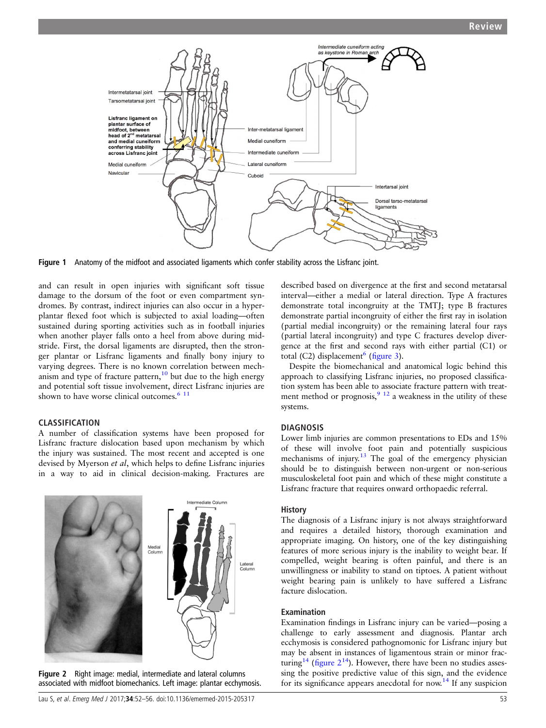Figure 1 Anatomy of the midfoot and associated ligaments which confer stability across the Lisfranc joint.

and can result in open injuries with significant soft tissue damage to the dorsum of the foot or even compartment syndromes. By contrast, indirect injuries can also occur in a hyperplantar flexed foot which is subjected to axial loading—often sustained during sporting activities such as in football injuries when another player falls onto a heel from above during midstride. First, the dorsal ligaments are disrupted, then the stronger plantar or Lisfranc ligaments and finally bony injury to varying degrees. There is no known correlation between mechanism and type of fracture pattern,[10] but due to the high energy and potential soft tissue involvement, direct Lisfranc injuries are shown to have worse clinical outcomes.[6 11]

## CLASSIFICATION

A number of classification systems have been proposed for Lisfranc fracture dislocation based upon mechanism by which the injury was sustained. The most recent and accepted is one devised by Myerson *et al*, which helps to define Lisfranc injuries in a way to aid in clinical decision-making. Fractures are described based on divergence at the first and second metatarsal interval—either a medial or lateral direction. Type A fractures demonstrate total incongruity at the TMTJ; type B fractures demonstrate partial incongruity of either the first ray in isolation (partial medial incongruity) or the remaining lateral four rays (partial lateral incongruity) and type C fractures develop divergence at the first and second rays with either partial (C1) or total (C2) displacement[6] (figure 3).

Despite the biomechanical and anatomical logic behind this approach to classifying Lisfranc injuries, no proposed classification system has been able to associate fracture pattern with treatment method or prognosis,[9 12] a weakness in the utility of these systems.

Figure 2 Right image: medial, intermediate and lateral columns associated with midfoot biomechanics. Left image: plantar ecchymosis.

## DIAGNOSIS

Lower limb injuries are common presentations to EDs and 15% of these will involve foot pain and potentially suspicious mechanisms of injury.[13] The goal of the emergency physician should be to distinguish between non-urgent or non-serious musculoskeletal foot pain and which of these might constitute a Lisfranc fracture that requires onward orthopaedic referral.

### History

The diagnosis of a Lisfranc injury is not always straightforward and requires a detailed history, thorough examination and appropriate imaging. On history, one of the key distinguishing features of more serious injury is the inability to weight bear. If compelled, weight bearing is often painful, and there is an unwillingness or inability to stand on tiptoes. A patient without weight bearing pain is unlikely to have suffered a Lisfranc facture dislocation.

### Examination

Examination findings in Lisfranc injury can be varied—posing a challenge to early assessment and diagnosis. Plantar arch ecchymosis is considered pathognomonic for Lisfranc injury but may be absent in instances of ligamentous strain or minor fracturing[14] (figure 2[14]). However, there have been no studies assessing the positive predictive value of this sign, and the evidence for its significance appears anecdotal for now.[14] If any suspicion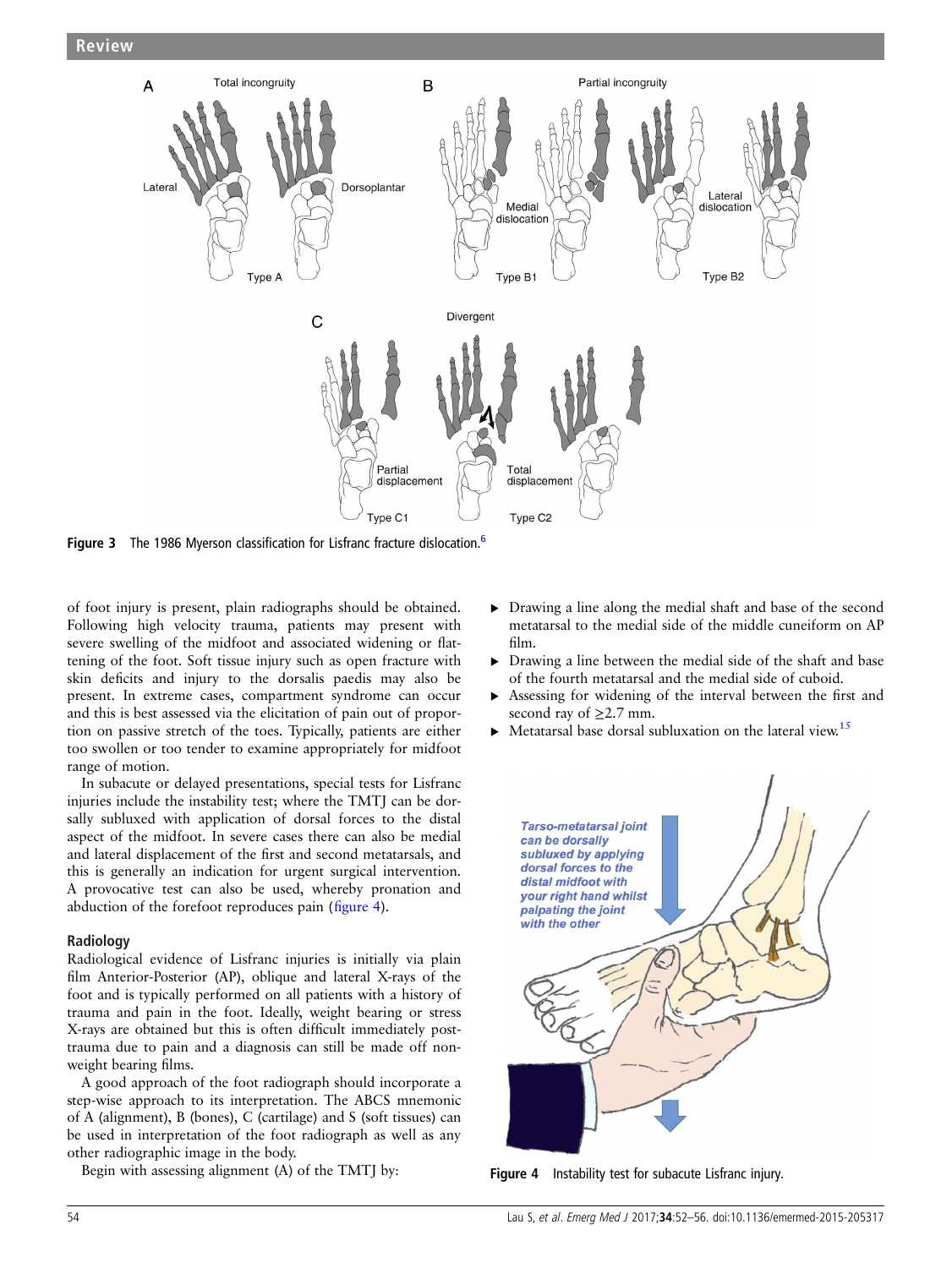Figure 3 The 1986 Myerson classification for Lisfranc fracture dislocation.[6]

of foot injury is present, plain radiographs should be obtained. Following high velocity trauma, patients may present with severe swelling of the midfoot and associated widening or flattening of the foot. Soft tissue injury such as open fracture with skin deficits and injury to the dorsalis paedis may also be present. In extreme cases, compartment syndrome can occur and this is best assessed via the elicitation of pain out of proportion on passive stretch of the toes. Typically, patients are either too swollen or too tender to examine appropriately for midfoot range of motion.

In subacute or delayed presentations, special tests for Lisfranc injuries include the instability test; where the TMTJ can be dorsally subluxed with application of dorsal forces to the distal aspect of the midfoot. In severe cases there can also be medial and lateral displacement of the first and second metatarsals, and this is generally an indication for urgent surgical intervention. A provocative test can also be used, whereby pronation and abduction of the forefoot reproduces pain (figure 4).

### Radiology

Radiological evidence of Lisfranc injuries is initially via plain film Anterior-Posterior (AP), oblique and lateral X-rays of the foot and is typically performed on all patients with a history of trauma and pain in the foot. Ideally, weight bearing or stress X-rays are obtained but this is often difficult immediately post-trauma due to pain and a diagnosis can still be made off non-weight bearing films.

A good approach of the foot radiograph should incorporate a step-wise approach to its interpretation. The ABCS mnemonic of A (alignment), B (bones), C (cartilage) and S (soft tissues) can be used in interpretation of the foot radiograph as well as any other radiographic image in the body.

Begin with assessing alignment (A) of the TMTJ by:

- Drawing a line along the medial shaft and base of the second metatarsal to the medial side of the middle cuneiform on AP film.
- Drawing a line between the medial side of the shaft and base of the fourth metatarsal and the medial side of cuboid.
- Assessing for widening of the interval between the first and second ray of ≥2.7 mm.
- Metatarsal base dorsal subluxation on the lateral view.[15]

Figure 4 Instability test for subacute Lisfranc injury.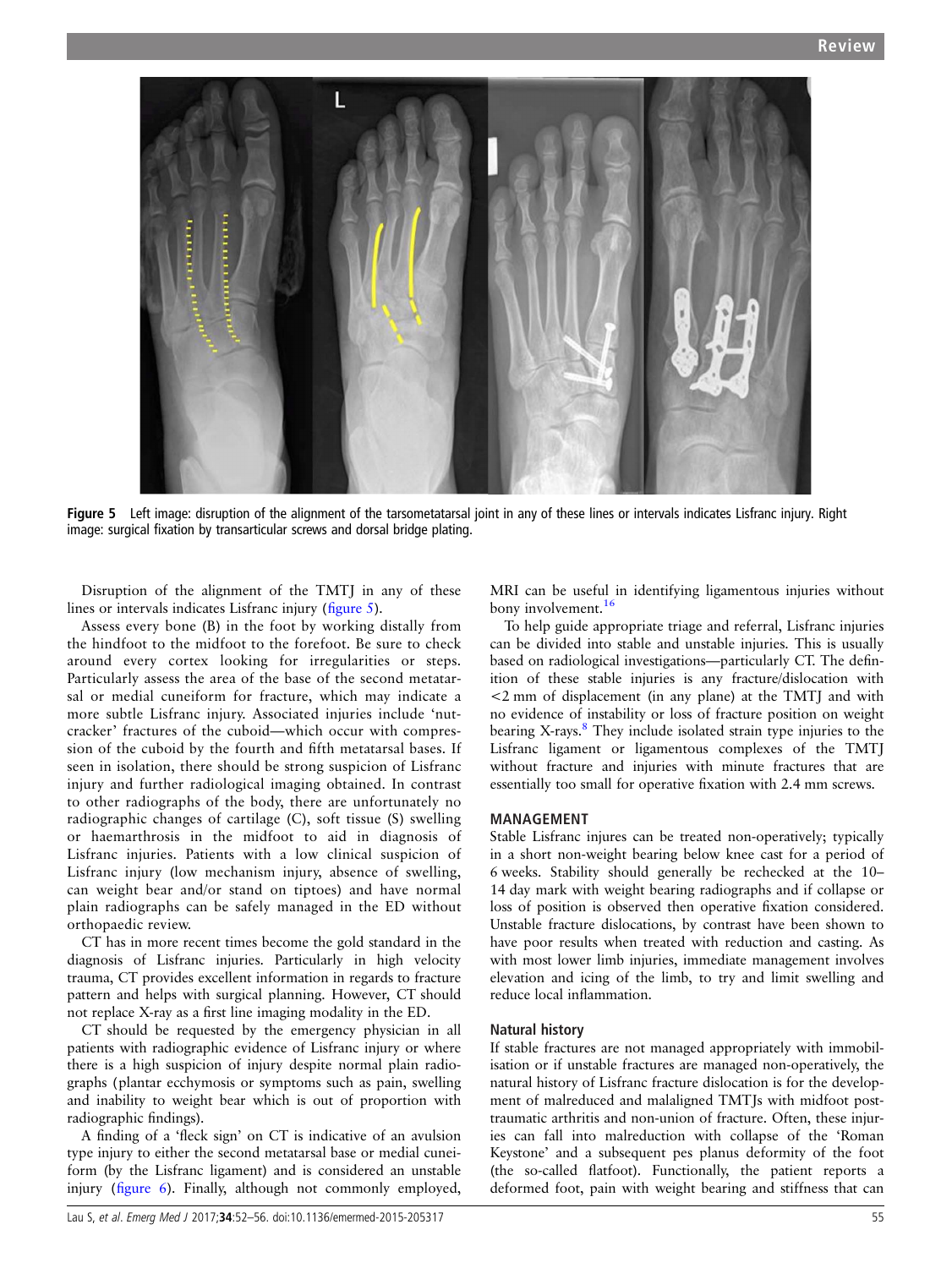Figure 5 Left image: disruption of the alignment of the tarsometatarsal joint in any of these lines or intervals indicates Lisfranc injury. Right image: surgical fixation by transarticular screws and dorsal bridge plating.

Disruption of the alignment of the TMTJ in any of these lines or intervals indicates Lisfranc injury (figure 5).

Assess every bone (B) in the foot by working distally from the hindfoot to the midfoot to the forefoot. Be sure to check around every cortex looking for irregularities or steps. Particularly assess the area of the base of the second metatarsal or medial cuneiform for fracture, which may indicate a more subtle Lisfranc injury. Associated injuries include 'nutcracker' fractures of the cuboid—which occur with compression of the cuboid by the fourth and fifth metatarsal bases. If seen in isolation, there should be strong suspicion of Lisfranc injury and further radiological imaging obtained. In contrast to other radiographs of the body, there are unfortunately no radiographic changes of cartilage (C), soft tissue (S) swelling or haemarthrosis in the midfoot to aid in diagnosis of Lisfranc injuries. Patients with a low clinical suspicion of Lisfranc injury (low mechanism injury, absence of swelling, can weight bear and/or stand on tiptoes) and have normal plain radiographs can be safely managed in the ED without orthopaedic review.

CT has in more recent times become the gold standard in the diagnosis of Lisfranc injuries. Particularly in high velocity trauma, CT provides excellent information in regards to fracture pattern and helps with surgical planning. However, CT should not replace X-ray as a first line imaging modality in the ED.

CT should be requested by the emergency physician in all patients with radiographic evidence of Lisfranc injury or where there is a high suspicion of injury despite normal plain radiographs (plantar ecchymosis or symptoms such as pain, swelling and inability to weight bear which is out of proportion with radiographic findings).

A finding of a 'fleck sign' on CT is indicative of an avulsion type injury to either the second metatarsal base or medial cuneiform (by the Lisfranc ligament) and is considered an unstable injury (figure 6). Finally, although not commonly employed, MRI can be useful in identifying ligamentous injuries without bony involvement.[16]

To help guide appropriate triage and referral, Lisfranc injuries can be divided into stable and unstable injuries. This is usually based on radiological investigations—particularly CT. The definition of these stable injuries is any fracture/dislocation with <2 mm of displacement (in any plane) at the TMTJ and with no evidence of instability or loss of fracture position on weight bearing X-rays.[8] They include isolated strain type injuries to the Lisfranc ligament or ligamentous complexes of the TMTJ without fracture and injuries with minute fractures that are essentially too small for operative fixation with 2.4 mm screws.

## MANAGEMENT

Stable Lisfranc injures can be treated non-operatively; typically in a short non-weight bearing below knee cast for a period of 6 weeks. Stability should generally be rechecked at the 10–14 day mark with weight bearing radiographs and if collapse or loss of position is observed then operative fixation considered. Unstable fracture dislocations, by contrast have been shown to have poor results when treated with reduction and casting. As with most lower limb injuries, immediate management involves elevation and icing of the limb, to try and limit swelling and reduce local inflammation.

### Natural history

If stable fractures are not managed appropriately with immobilisation or if unstable fractures are managed non-operatively, the natural history of Lisfranc fracture dislocation is for the development of malreduced and malaligned TMTJs with midfoot post-traumatic arthritis and non-union of fracture. Often, these injuries can fall into malreduction with collapse of the 'Roman Keystone' and a subsequent pes planus deformity of the foot (the so-called flatfoot). Functionally, the patient reports a deformed foot, pain with weight bearing and stiffness that can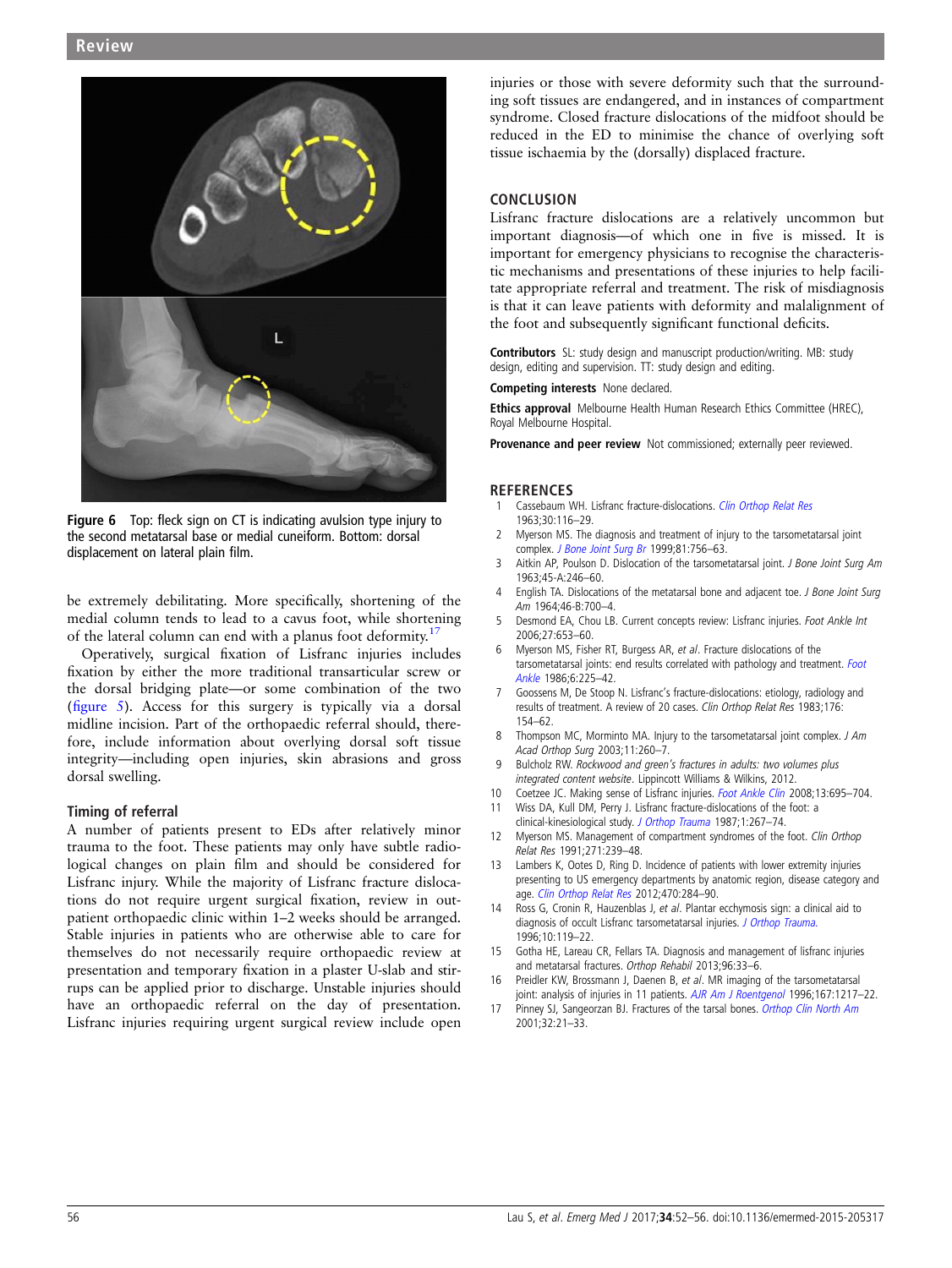Figure 6 Top: fleck sign on CT is indicating avulsion type injury to the second metatarsal base or medial cuneiform. Bottom: dorsal displacement on lateral plain film.

be extremely debilitating. More specifically, shortening of the medial column tends to lead to a cavus foot, while shortening of the lateral column can end with a planus foot deformity.[17]

Operatively, surgical fixation of Lisfranc injuries includes fixation by either the more traditional transarticular screw or the dorsal bridging plate—or some combination of the two (figure 5). Access for this surgery is typically via a dorsal midline incision. Part of the orthopaedic referral should, therefore, include information about overlying dorsal soft tissue integrity—including open injuries, skin abrasions and gross dorsal swelling.

### Timing of referral

A number of patients present to EDs after relatively minor trauma to the foot. These patients may only have subtle radiological changes on plain film and should be considered for Lisfranc injury. While the majority of Lisfranc fracture dislocations do not require urgent surgical fixation, review in outpatient orthopaedic clinic within 1–2 weeks should be arranged. Stable injuries in patients who are otherwise able to care for themselves do not necessarily require orthopaedic review at presentation and temporary fixation in a plaster U-slab and stirrups can be applied prior to discharge. Unstable injuries should have an orthopaedic referral on the day of presentation. Lisfranc injuries requiring urgent surgical review include open injuries or those with severe deformity such that the surrounding soft tissues are endangered, and in instances of compartment syndrome. Closed fracture dislocations of the midfoot should be reduced in the ED to minimise the chance of overlying soft tissue ischaemia by the (dorsally) displaced fracture.

## CONCLUSION

Lisfranc fracture dislocations are a relatively uncommon but important diagnosis—of which one in five is missed. It is important for emergency physicians to recognise the characteristic mechanisms and presentations of these injuries to help facilitate appropriate referral and treatment. The risk of misdiagnosis is that it can leave patients with deformity and malalignment of the foot and subsequently significant functional deficits.

**Contributors** SL: study design and manuscript production/writing. MB: study design, editing and supervision. TT: study design and editing.

**Competing interests** None declared.

**Ethics approval** Melbourne Health Human Research Ethics Committee (HREC), Royal Melbourne Hospital.

**Provenance and peer review** Not commissioned; externally peer reviewed.

## REFERENCES

1. Cassebaum WH. Lisfranc fracture-dislocations. *Clin Orthop Relat Res* 1963;30:116–29.
2. Myerson MS. The diagnosis and treatment of injury to the tarsometatarsal joint complex. *J Bone Joint Surg Br* 1999;81:756–63.
3. Aitkin AP, Poulson D. Dislocation of the tarsometatarsal joint. *J Bone Joint Surg Am* 1963;45-A:246–60.
4. English TA. Dislocations of the metatarsal bone and adjacent toe. *J Bone Joint Surg Am* 1964;46-B:700–4.
5. Desmond EA, Chou LB. Current concepts review: Lisfranc injuries. *Foot Ankle Int* 2006;27:653–60.
6. Myerson MS, Fisher RT, Burgess AR, *et al*. Fracture dislocations of the tarsometatarsal joints: end results correlated with pathology and treatment. *Foot Ankle* 1986;6:225–42.
7. Goossens M, De Stoop N. Lisfranc's fracture-dislocations: etiology, radiology and results of treatment. A review of 20 cases. *Clin Orthop Relat Res* 1983;176: 154–62.
8. Thompson MC, Morminto MA. Injury to the tarsometatarsal joint complex. *J Am Acad Orthop Surg* 2003;11:260–7.
9. Bulcholz RW. *Rockwood and green's fractures in adults: two volumes plus integrated content website*. Lippincott Williams & Wilkins, 2012.
10. Coetzee JC. Making sense of Lisfranc injuries. *Foot Ankle Clin* 2008;13:695–704.
11. Wiss DA, Kull DM, Perry J. Lisfranc fracture-dislocations of the foot: a clinical-kinesiological study. *J Orthop Trauma* 1987;1:267–74.
12. Myerson MS. Management of compartment syndromes of the foot. *Clin Orthop Relat Res* 1991;271:239–48.
13. Lambers K, Ootes D, Ring D. Incidence of patients with lower extremity injuries presenting to US emergency departments by anatomic region, disease category and age. *Clin Orthop Relat Res* 2012;470:284–90.
14. Ross G, Cronin R, Hauzenblas J, *et al*. Plantar ecchymosis sign: a clinical aid to diagnosis of occult Lisfranc tarsometatarsal injuries. *J Orthop Trauma.* 1996;10:119–22.
15. Gotha HE, Lareau CR, Fellars TA. Diagnosis and management of lisfranc injuries and metatarsal fractures. *Orthop Rehabil* 2013;96:33–6.
16. Preidler KW, Brossmann J, Daenen B, *et al*. MR imaging of the tarsometatarsal joint: analysis of injuries in 11 patients. *AJR Am J Roentgenol* 1996;167:1217–22.
17. Pinney SJ, Sangeorzan BJ. Fractures of the tarsal bones. *Orthop Clin North Am* 2001;32:21–33.